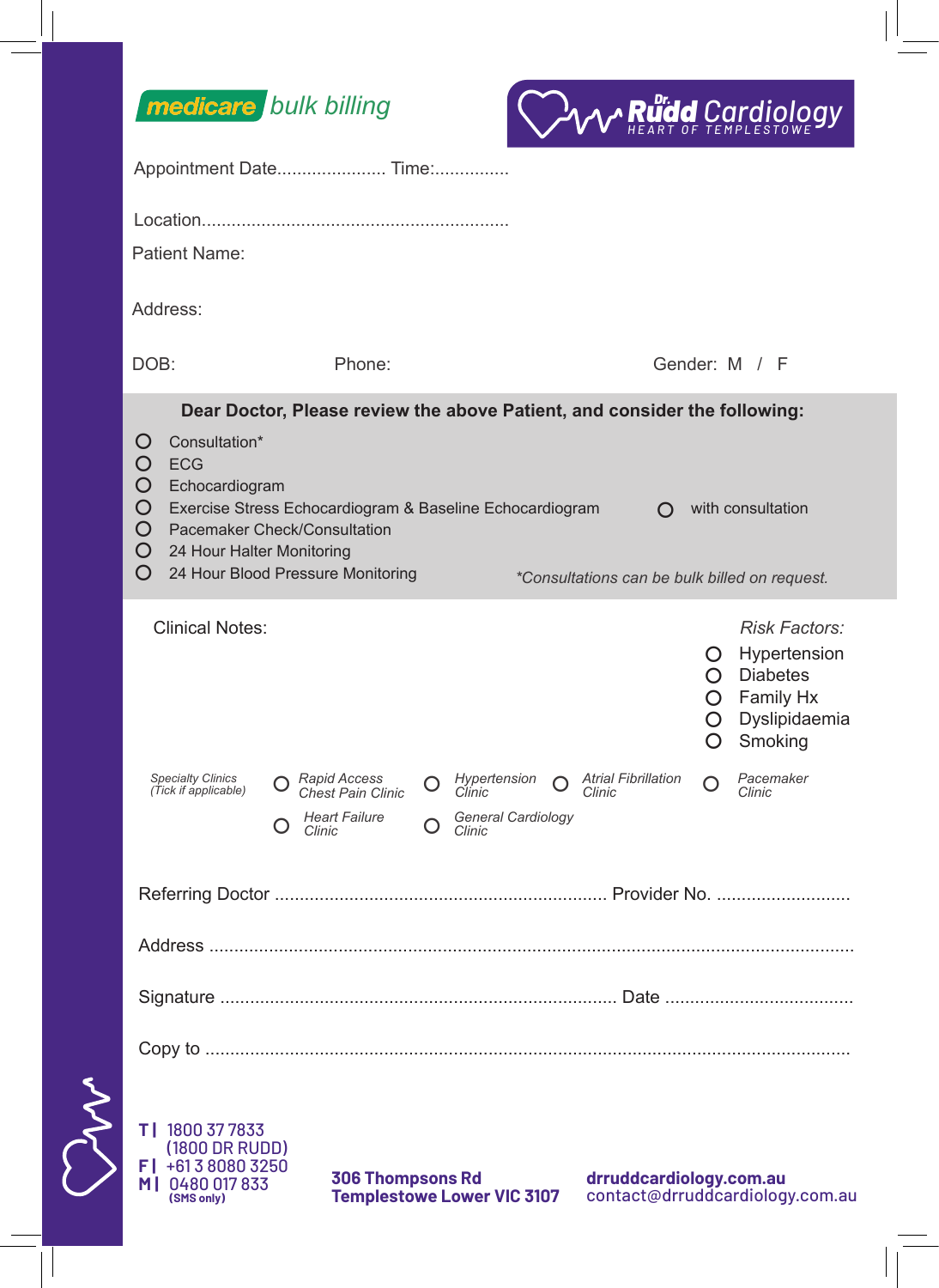medicare bulk billing

**Dr. Rudd Cardiology**
HEART OF TEMPLESTOWE

Appointment Date...................... Time:...............

Location..............................................................

Patient Name:

Address:

DOB: Phone: Gender: M / F

**Dear Doctor, Please review the above Patient, and consider the following:**

- O Consultation*
- O ECG
- O Echocardiogram
- O Exercise Stress Echocardiogram & Baseline Echocardiogram O with consultation
- O Pacemaker Check/Consultation
- O 24 Hour Halter Monitoring
- O 24 Hour Blood Pressure Monitoring

*\*Consultations can be bulk billed on request.*

Clinical Notes:

*Risk Factors:*

- O Hypertension
- O Diabetes
- O Family Hx
- O Dyslipidaemia
- O Smoking

*Specialty Clinics (Tick if applicable)*

- O *Rapid Access Chest Pain Clinic*
- O *Hypertension Clinic*
- O *Atrial Fibrillation Clinic*
- O *Pacemaker Clinic*
- O *Heart Failure Clinic*
- O *General Cardiology Clinic*

Referring Doctor .................................................................. Provider No. ...........................

Address ...............................................................................................................................

Signature .............................................................................. Date ......................................

Copy to ................................................................................................................................

**T |** 1800 37 7833 (1800 DR RUDD)
**F |** +61 3 8080 3250
**M |** 0480 017 833 **(SMS only)**

**306 Thompsons Rd**
**Templestowe Lower VIC 3107**

**drruddcardiology.com.au**
contact@drruddcardiology.com.au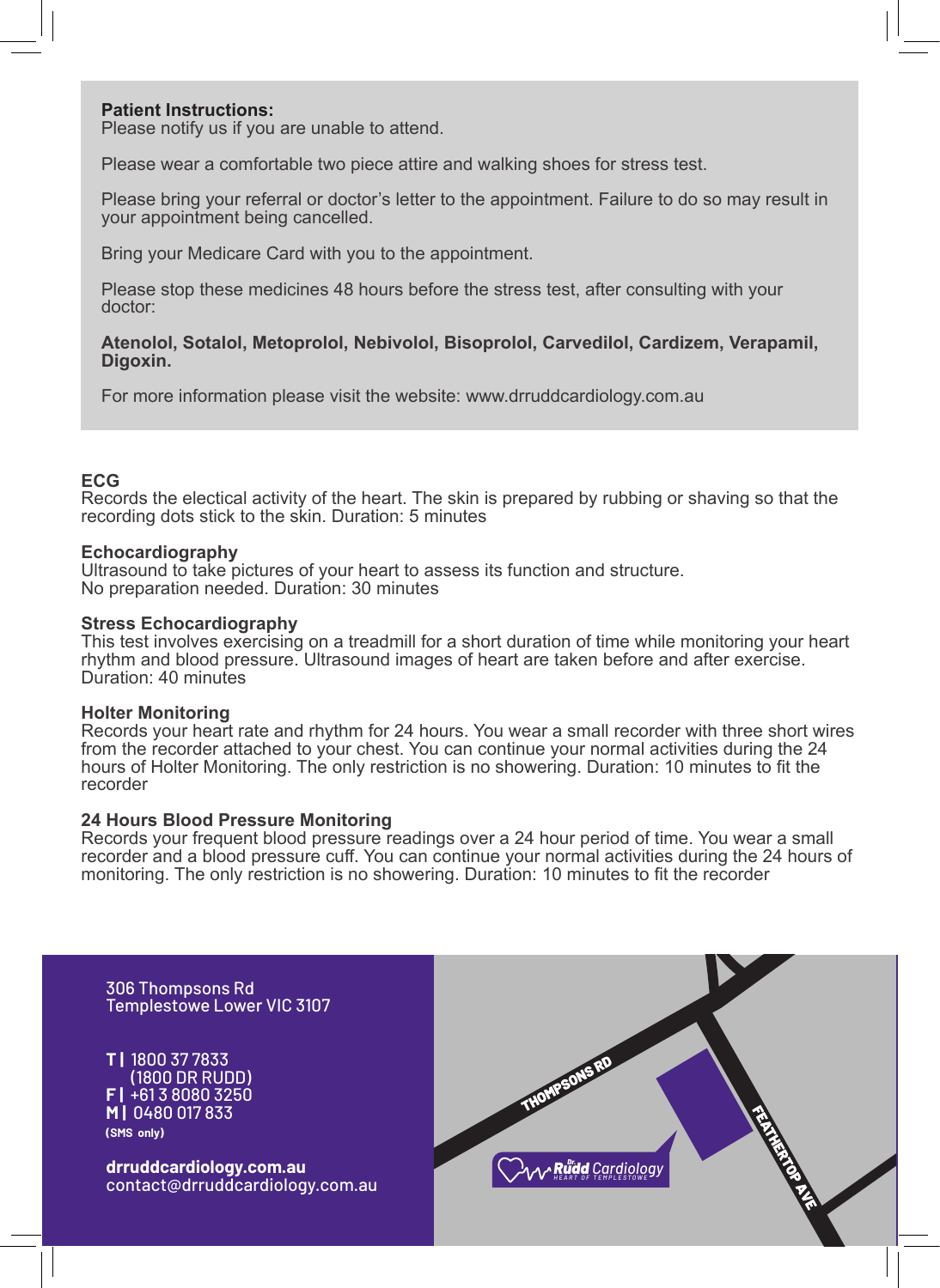**Patient Instructions:**
Please notify us if you are unable to attend.

Please wear a comfortable two piece attire and walking shoes for stress test.

Please bring your referral or doctor's letter to the appointment. Failure to do so may result in your appointment being cancelled.

Bring your Medicare Card with you to the appointment.

Please stop these medicines 48 hours before the stress test, after consulting with your doctor:

**Atenolol, Sotalol, Metoprolol, Nebivolol, Bisoprolol, Carvedilol, Cardizem, Verapamil, Digoxin.**

For more information please visit the website: www.drruddcardiology.com.au

### ECG
Records the electical activity of the heart. The skin is prepared by rubbing or shaving so that the recording dots stick to the skin. Duration: 5 minutes

### Echocardiography
Ultrasound to take pictures of your heart to assess its function and structure.
No preparation needed. Duration: 30 minutes

### Stress Echocardiography
This test involves exercising on a treadmill for a short duration of time while monitoring your heart rhythm and blood pressure. Ultrasound images of heart are taken before and after exercise. Duration: 40 minutes

### Holter Monitoring
Records your heart rate and rhythm for 24 hours. You wear a small recorder with three short wires from the recorder attached to your chest. You can continue your normal activities during the 24 hours of Holter Monitoring. The only restriction is no showering. Duration: 10 minutes to fit the recorder

### 24 Hours Blood Pressure Monitoring
Records your frequent blood pressure readings over a 24 hour period of time. You wear a small recorder and a blood pressure cuff. You can continue your normal activities during the 24 hours of monitoring. The only restriction is no showering. Duration: 10 minutes to fit the recorder

306 Thompsons Rd
Templestowe Lower VIC 3107

**T |** 1800 37 7833
(1800 DR RUDD)
**F |** +61 3 8080 3250
**M |** 0480 017 833
**(SMS only)**

**drruddcardiology.com.au**
contact@drruddcardiology.com.au

THOMPSONS RD

FEATHERTOP AVE

Dr. Rudd Cardiology
HEART OF TEMPLESTOWE